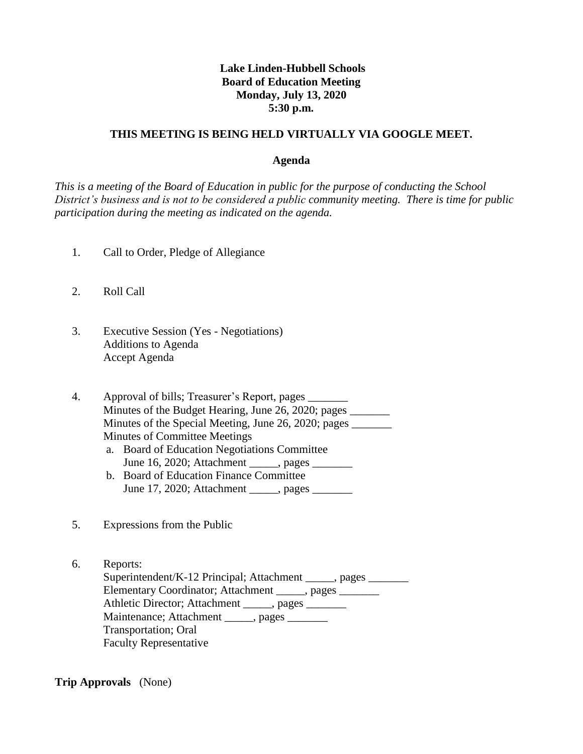**Lake Linden-Hubbell Schools**
**Board of Education Meeting**
**Monday, July 13, 2020**
**5:30 p.m.**

**THIS MEETING IS BEING HELD VIRTUALLY VIA GOOGLE MEET.**

**Agenda**

*This is a meeting of the Board of Education in public for the purpose of conducting the School District's business and is not to be considered a public community meeting. There is time for public participation during the meeting as indicated on the agenda.*

1. Call to Order, Pledge of Allegiance

2. Roll Call

3. Executive Session (Yes - Negotiations)
   Additions to Agenda
   Accept Agenda

4. Approval of bills; Treasurer's Report, pages _______
   Minutes of the Budget Hearing, June 26, 2020; pages _______
   Minutes of the Special Meeting, June 26, 2020; pages _______
   Minutes of Committee Meetings
   a. Board of Education Negotiations Committee
      June 16, 2020; Attachment _____, pages _______
   b. Board of Education Finance Committee
      June 17, 2020; Attachment _____, pages _______

5. Expressions from the Public

6. Reports:
   Superintendent/K-12 Principal; Attachment _____, pages _______
   Elementary Coordinator; Attachment _____, pages _______
   Athletic Director; Attachment _____, pages _______
   Maintenance; Attachment _____, pages _______
   Transportation; Oral
   Faculty Representative

**Trip Approvals** (None)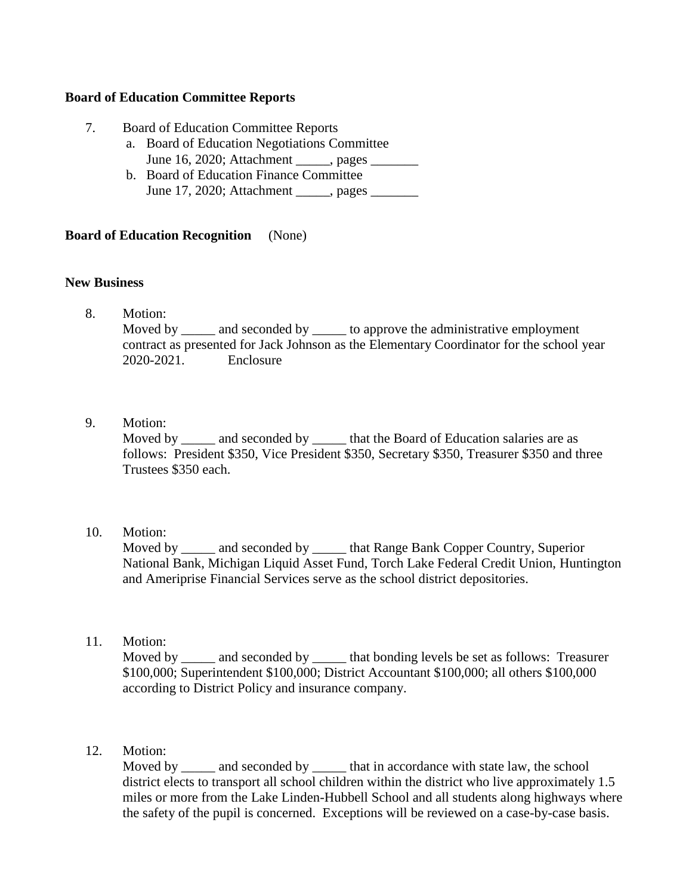**Board of Education Committee Reports**

7. Board of Education Committee Reports
   a. Board of Education Negotiations Committee
      June 16, 2020; Attachment _____, pages _______
   b. Board of Education Finance Committee
      June 17, 2020; Attachment _____, pages _______

**Board of Education Recognition** (None)

**New Business**

8. Motion:
   Moved by _____ and seconded by _____ to approve the administrative employment contract as presented for Jack Johnson as the Elementary Coordinator for the school year 2020-2021. Enclosure

9. Motion:
   Moved by _____ and seconded by _____ that the Board of Education salaries are as follows: President $350, Vice President $350, Secretary $350, Treasurer $350 and three Trustees $350 each.

10. Motion:
    Moved by _____ and seconded by _____ that Range Bank Copper Country, Superior National Bank, Michigan Liquid Asset Fund, Torch Lake Federal Credit Union, Huntington and Ameriprise Financial Services serve as the school district depositories.

11. Motion:
    Moved by _____ and seconded by _____ that bonding levels be set as follows: Treasurer $100,000; Superintendent $100,000; District Accountant $100,000; all others $100,000 according to District Policy and insurance company.

12. Motion:
    Moved by _____ and seconded by _____ that in accordance with state law, the school district elects to transport all school children within the district who live approximately 1.5 miles or more from the Lake Linden-Hubbell School and all students along highways where the safety of the pupil is concerned. Exceptions will be reviewed on a case-by-case basis.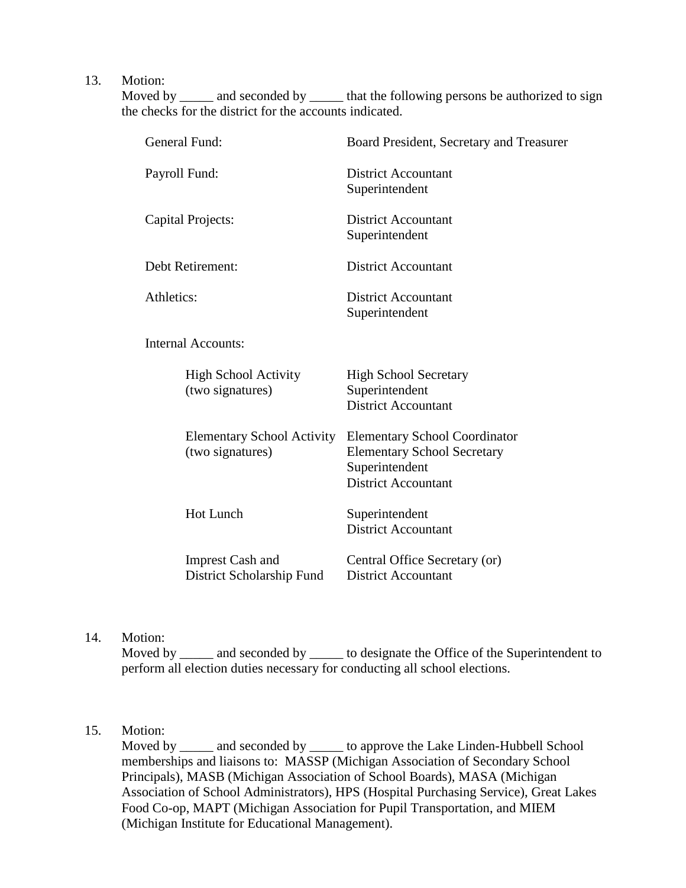13. Motion:
    Moved by _____ and seconded by _____ that the following persons be authorized to sign the checks for the district for the accounts indicated.

| Account | Authorized Signers |
|---|---|
| General Fund: | Board President, Secretary and Treasurer |
| Payroll Fund: | District Accountant<br>Superintendent |
| Capital Projects: | District Accountant<br>Superintendent |
| Debt Retirement: | District Accountant |
| Athletics: | District Accountant<br>Superintendent |
| Internal Accounts: | |
| High School Activity<br>(two signatures) | High School Secretary<br>Superintendent<br>District Accountant |
| Elementary School Activity<br>(two signatures) | Elementary School Coordinator<br>Elementary School Secretary<br>Superintendent<br>District Accountant |
| Hot Lunch | Superintendent<br>District Accountant |
| Imprest Cash and<br>District Scholarship Fund | Central Office Secretary (or)<br>District Accountant |

14. Motion:
    Moved by _____ and seconded by _____ to designate the Office of the Superintendent to perform all election duties necessary for conducting all school elections.

15. Motion:
    Moved by _____ and seconded by _____ to approve the Lake Linden-Hubbell School memberships and liaisons to: MASSP (Michigan Association of Secondary School Principals), MASB (Michigan Association of School Boards), MASA (Michigan Association of School Administrators), HPS (Hospital Purchasing Service), Great Lakes Food Co-op, MAPT (Michigan Association for Pupil Transportation, and MIEM (Michigan Institute for Educational Management).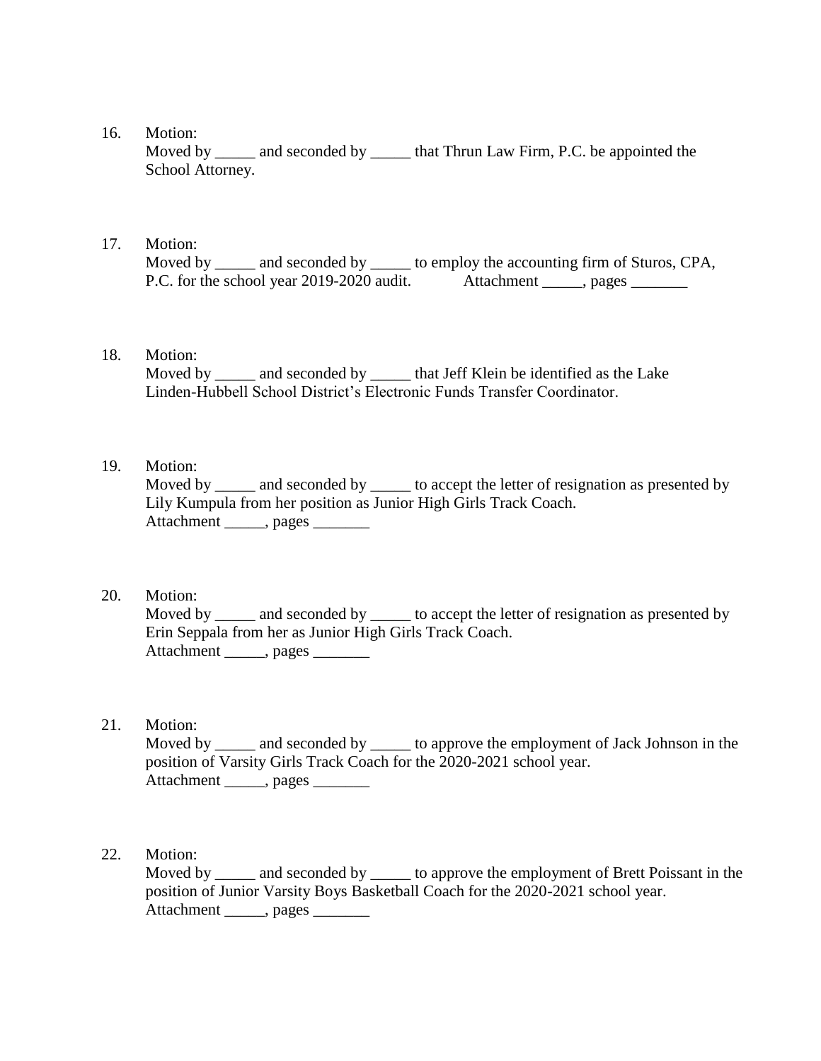16. Motion:
    Moved by _____ and seconded by _____ that Thrun Law Firm, P.C. be appointed the School Attorney.

17. Motion:
    Moved by _____ and seconded by _____ to employ the accounting firm of Sturos, CPA, P.C. for the school year 2019-2020 audit. Attachment _____, pages _______

18. Motion:
    Moved by _____ and seconded by _____ that Jeff Klein be identified as the Lake Linden-Hubbell School District's Electronic Funds Transfer Coordinator.

19. Motion:
    Moved by _____ and seconded by _____ to accept the letter of resignation as presented by Lily Kumpula from her position as Junior High Girls Track Coach.
    Attachment _____, pages _______

20. Motion:
    Moved by _____ and seconded by _____ to accept the letter of resignation as presented by Erin Seppala from her as Junior High Girls Track Coach.
    Attachment _____, pages _______

21. Motion:
    Moved by _____ and seconded by _____ to approve the employment of Jack Johnson in the position of Varsity Girls Track Coach for the 2020-2021 school year.
    Attachment _____, pages _______

22. Motion:
    Moved by _____ and seconded by _____ to approve the employment of Brett Poissant in the position of Junior Varsity Boys Basketball Coach for the 2020-2021 school year.
    Attachment _____, pages _______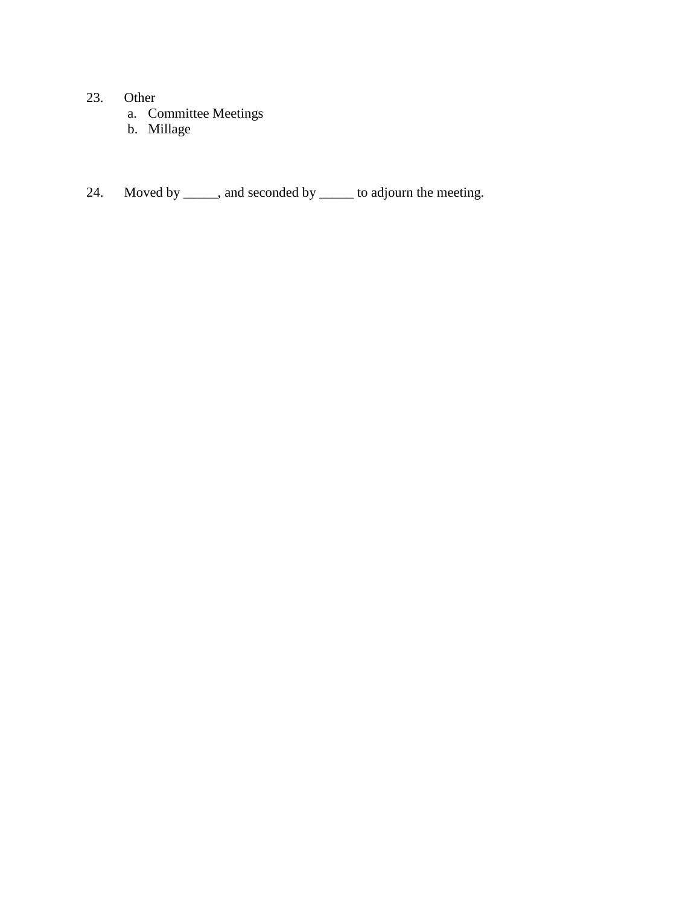23. Other
    a. Committee Meetings
    b. Millage

24. Moved by _____, and seconded by _____ to adjourn the meeting.